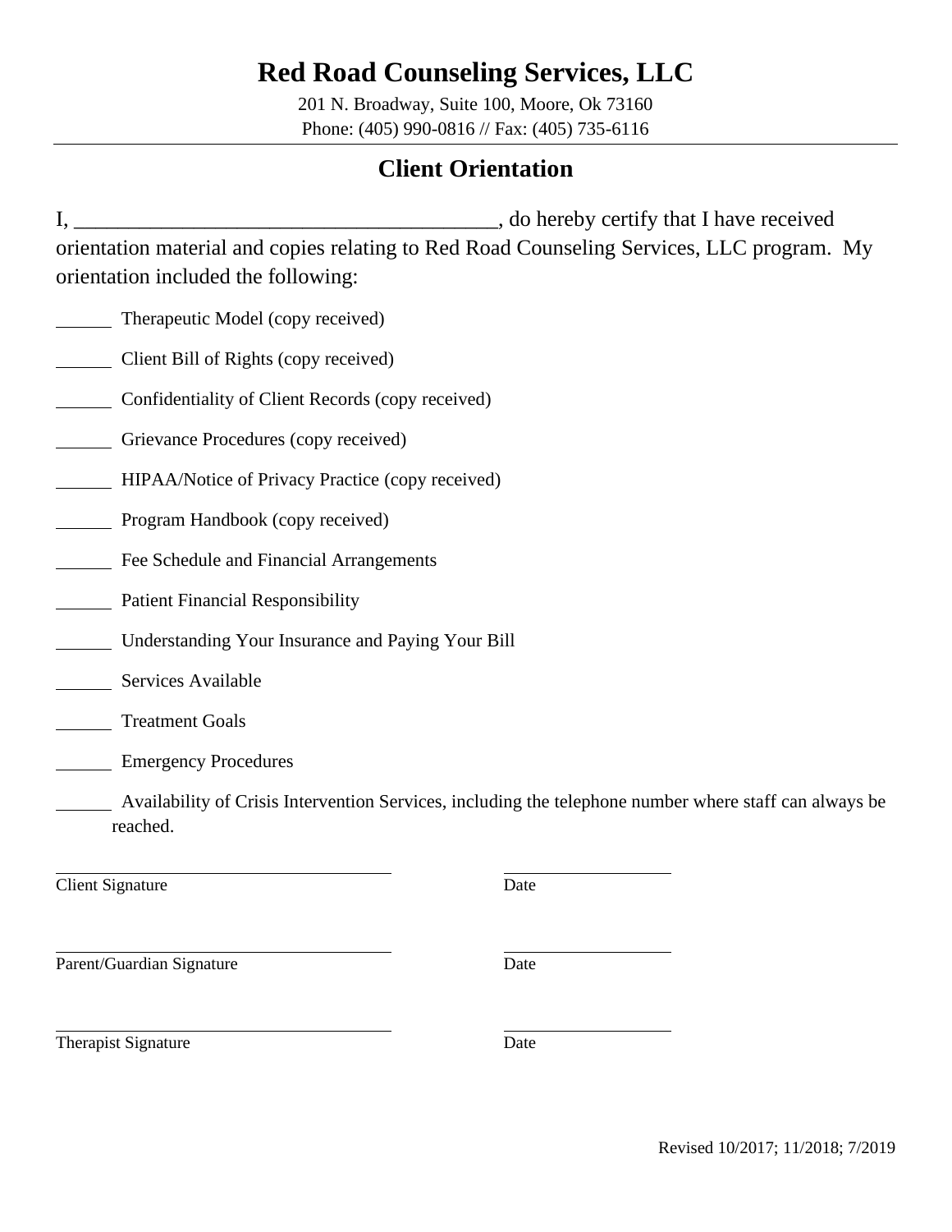# Red Road Counseling Services, LLC

201 N. Broadway, Suite 100, Moore, Ok 73160
Phone: (405) 990-0816 // Fax: (405) 735-6116

## Client Orientation

I, ________________________________________, do hereby certify that I have received orientation material and copies relating to Red Road Counseling Services, LLC program. My orientation included the following:

______ Therapeutic Model (copy received)

______ Client Bill of Rights (copy received)

______ Confidentiality of Client Records (copy received)

______ Grievance Procedures (copy received)

______ HIPAA/Notice of Privacy Practice (copy received)

______ Program Handbook (copy received)

______ Fee Schedule and Financial Arrangements

______ Patient Financial Responsibility

______ Understanding Your Insurance and Paying Your Bill

______ Services Available

______ Treatment Goals

______ Emergency Procedures

______ Availability of Crisis Intervention Services, including the telephone number where staff can always be reached.

________________________________ ________________
Client Signature Date

________________________________ ________________
Parent/Guardian Signature Date

________________________________ ________________
Therapist Signature Date

Revised 10/2017; 11/2018; 7/2019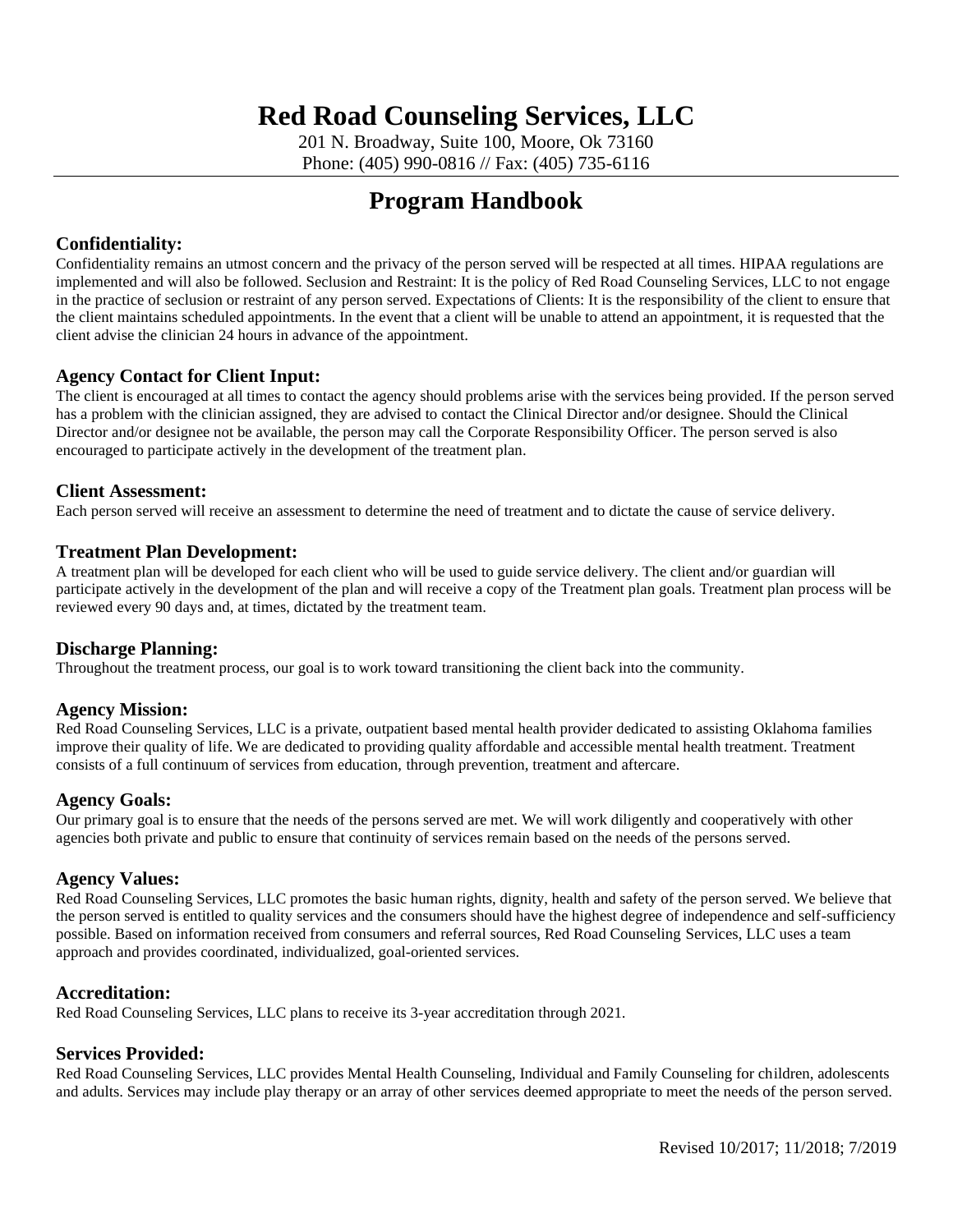# Red Road Counseling Services, LLC

201 N. Broadway, Suite 100, Moore, Ok 73160
Phone: (405) 990-0816 // Fax: (405) 735-6116

## Program Handbook

### Confidentiality:

Confidentiality remains an utmost concern and the privacy of the person served will be respected at all times. HIPAA regulations are implemented and will also be followed. Seclusion and Restraint: It is the policy of Red Road Counseling Services, LLC to not engage in the practice of seclusion or restraint of any person served. Expectations of Clients: It is the responsibility of the client to ensure that the client maintains scheduled appointments. In the event that a client will be unable to attend an appointment, it is requested that the client advise the clinician 24 hours in advance of the appointment.

### Agency Contact for Client Input:

The client is encouraged at all times to contact the agency should problems arise with the services being provided. If the person served has a problem with the clinician assigned, they are advised to contact the Clinical Director and/or designee. Should the Clinical Director and/or designee not be available, the person may call the Corporate Responsibility Officer. The person served is also encouraged to participate actively in the development of the treatment plan.

### Client Assessment:

Each person served will receive an assessment to determine the need of treatment and to dictate the cause of service delivery.

### Treatment Plan Development:

A treatment plan will be developed for each client who will be used to guide service delivery. The client and/or guardian will participate actively in the development of the plan and will receive a copy of the Treatment plan goals. Treatment plan process will be reviewed every 90 days and, at times, dictated by the treatment team.

### Discharge Planning:

Throughout the treatment process, our goal is to work toward transitioning the client back into the community.

### Agency Mission:

Red Road Counseling Services, LLC is a private, outpatient based mental health provider dedicated to assisting Oklahoma families improve their quality of life. We are dedicated to providing quality affordable and accessible mental health treatment. Treatment consists of a full continuum of services from education, through prevention, treatment and aftercare.

### Agency Goals:

Our primary goal is to ensure that the needs of the persons served are met. We will work diligently and cooperatively with other agencies both private and public to ensure that continuity of services remain based on the needs of the persons served.

### Agency Values:

Red Road Counseling Services, LLC promotes the basic human rights, dignity, health and safety of the person served. We believe that the person served is entitled to quality services and the consumers should have the highest degree of independence and self-sufficiency possible. Based on information received from consumers and referral sources, Red Road Counseling Services, LLC uses a team approach and provides coordinated, individualized, goal-oriented services.

### Accreditation:

Red Road Counseling Services, LLC plans to receive its 3-year accreditation through 2021.

### Services Provided:

Red Road Counseling Services, LLC provides Mental Health Counseling, Individual and Family Counseling for children, adolescents and adults. Services may include play therapy or an array of other services deemed appropriate to meet the needs of the person served.

Revised 10/2017; 11/2018; 7/2019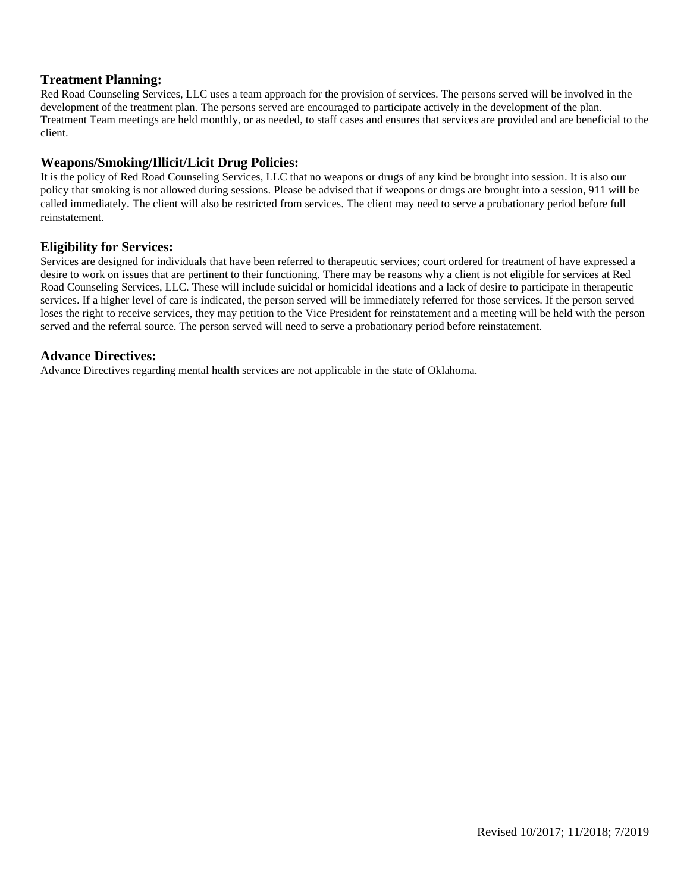## Treatment Planning:

Red Road Counseling Services, LLC uses a team approach for the provision of services. The persons served will be involved in the development of the treatment plan. The persons served are encouraged to participate actively in the development of the plan. Treatment Team meetings are held monthly, or as needed, to staff cases and ensures that services are provided and are beneficial to the client.

## Weapons/Smoking/Illicit/Licit Drug Policies:

It is the policy of Red Road Counseling Services, LLC that no weapons or drugs of any kind be brought into session. It is also our policy that smoking is not allowed during sessions. Please be advised that if weapons or drugs are brought into a session, 911 will be called immediately. The client will also be restricted from services. The client may need to serve a probationary period before full reinstatement.

## Eligibility for Services:

Services are designed for individuals that have been referred to therapeutic services; court ordered for treatment of have expressed a desire to work on issues that are pertinent to their functioning. There may be reasons why a client is not eligible for services at Red Road Counseling Services, LLC. These will include suicidal or homicidal ideations and a lack of desire to participate in therapeutic services. If a higher level of care is indicated, the person served will be immediately referred for those services. If the person served loses the right to receive services, they may petition to the Vice President for reinstatement and a meeting will be held with the person served and the referral source. The person served will need to serve a probationary period before reinstatement.

## Advance Directives:

Advance Directives regarding mental health services are not applicable in the state of Oklahoma.

Revised 10/2017; 11/2018; 7/2019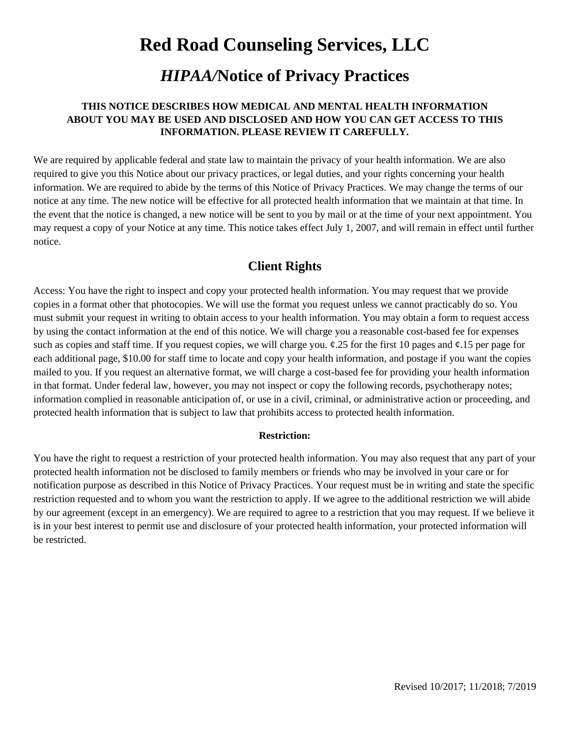# Red Road Counseling Services, LLC

## *HIPAA/*Notice of Privacy Practices

**THIS NOTICE DESCRIBES HOW MEDICAL AND MENTAL HEALTH INFORMATION ABOUT YOU MAY BE USED AND DISCLOSED AND HOW YOU CAN GET ACCESS TO THIS INFORMATION. PLEASE REVIEW IT CAREFULLY.**

We are required by applicable federal and state law to maintain the privacy of your health information. We are also required to give you this Notice about our privacy practices, or legal duties, and your rights concerning your health information. We are required to abide by the terms of this Notice of Privacy Practices. We may change the terms of our notice at any time. The new notice will be effective for all protected health information that we maintain at that time. In the event that the notice is changed, a new notice will be sent to you by mail or at the time of your next appointment. You may request a copy of your Notice at any time. This notice takes effect July 1, 2007, and will remain in effect until further notice.

### Client Rights

Access: You have the right to inspect and copy your protected health information. You may request that we provide copies in a format other that photocopies. We will use the format you request unless we cannot practicably do so. You must submit your request in writing to obtain access to your health information. You may obtain a form to request access by using the contact information at the end of this notice. We will charge you a reasonable cost-based fee for expenses such as copies and staff time. If you request copies, we will charge you. ¢.25 for the first 10 pages and ¢.15 per page for each additional page, $10.00 for staff time to locate and copy your health information, and postage if you want the copies mailed to you. If you request an alternative format, we will charge a cost-based fee for providing your health information in that format. Under federal law, however, you may not inspect or copy the following records, psychotherapy notes; information complied in reasonable anticipation of, or use in a civil, criminal, or administrative action or proceeding, and protected health information that is subject to law that prohibits access to protected health information.

**Restriction:**

You have the right to request a restriction of your protected health information. You may also request that any part of your protected health information not be disclosed to family members or friends who may be involved in your care or for notification purpose as described in this Notice of Privacy Practices. Your request must be in writing and state the specific restriction requested and to whom you want the restriction to apply. If we agree to the additional restriction we will abide by our agreement (except in an emergency). We are required to agree to a restriction that you may request. If we believe it is in your best interest to permit use and disclosure of your protected health information, your protected information will be restricted.

Revised 10/2017; 11/2018; 7/2019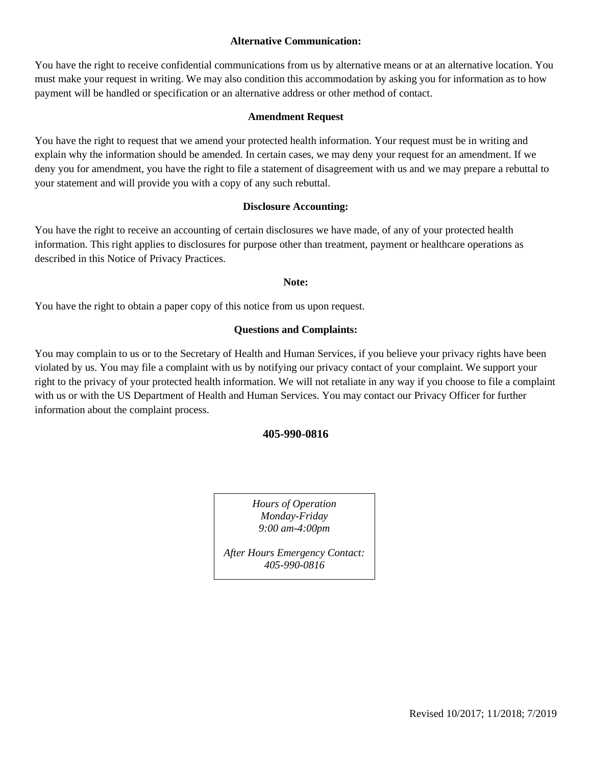**Alternative Communication:**

You have the right to receive confidential communications from us by alternative means or at an alternative location. You must make your request in writing. We may also condition this accommodation by asking you for information as to how payment will be handled or specification or an alternative address or other method of contact.

**Amendment Request**

You have the right to request that we amend your protected health information. Your request must be in writing and explain why the information should be amended. In certain cases, we may deny your request for an amendment. If we deny you for amendment, you have the right to file a statement of disagreement with us and we may prepare a rebuttal to your statement and will provide you with a copy of any such rebuttal.

**Disclosure Accounting:**

You have the right to receive an accounting of certain disclosures we have made, of any of your protected health information. This right applies to disclosures for purpose other than treatment, payment or healthcare operations as described in this Notice of Privacy Practices.

**Note:**

You have the right to obtain a paper copy of this notice from us upon request.

**Questions and Complaints:**

You may complain to us or to the Secretary of Health and Human Services, if you believe your privacy rights have been violated by us. You may file a complaint with us by notifying our privacy contact of your complaint. We support your right to the privacy of your protected health information. We will not retaliate in any way if you choose to file a complaint with us or with the US Department of Health and Human Services. You may contact our Privacy Officer for further information about the complaint process.

**405-990-0816**

*Hours of Operation*
*Monday-Friday*
*9:00 am-4:00pm*

*After Hours Emergency Contact:*
*405-990-0816*

Revised 10/2017; 11/2018; 7/2019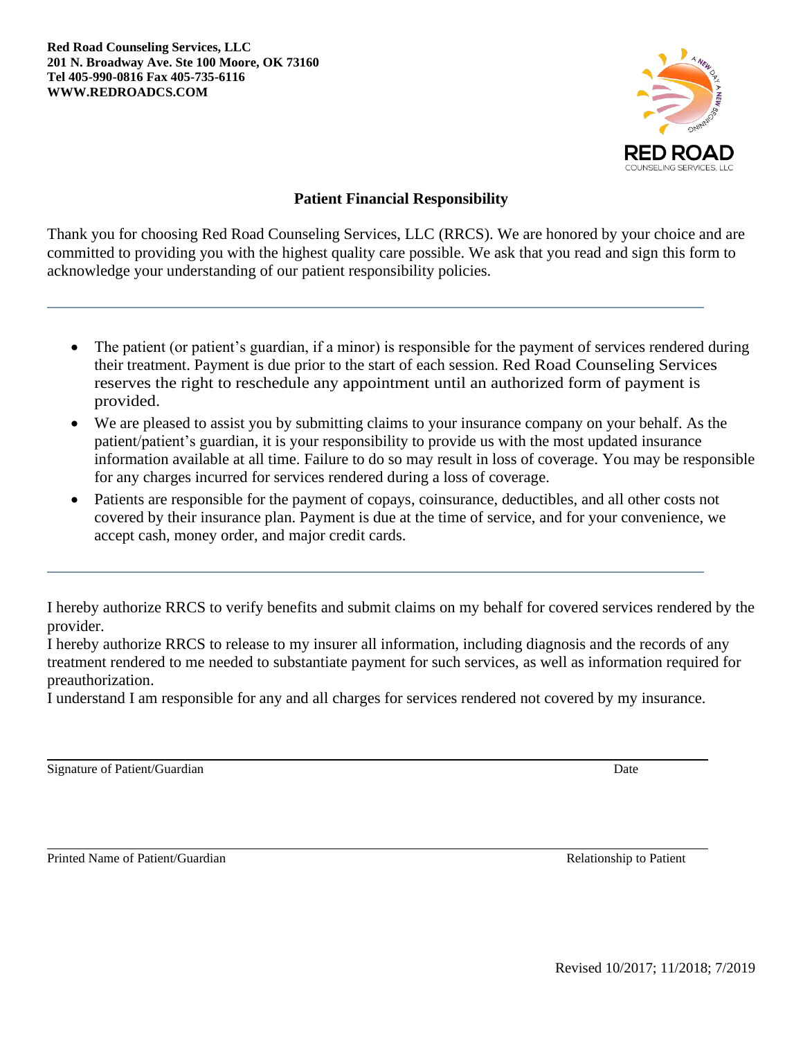**Red Road Counseling Services, LLC**
**201 N. Broadway Ave. Ste 100 Moore, OK 73160**
**Tel 405-990-0816 Fax 405-735-6116**
**WWW.REDROADCS.COM**

## Patient Financial Responsibility

Thank you for choosing Red Road Counseling Services, LLC (RRCS). We are honored by your choice and are committed to providing you with the highest quality care possible. We ask that you read and sign this form to acknowledge your understanding of our patient responsibility policies.

---

- The patient (or patient's guardian, if a minor) is responsible for the payment of services rendered during their treatment. Payment is due prior to the start of each session. Red Road Counseling Services reserves the right to reschedule any appointment until an authorized form of payment is provided.
- We are pleased to assist you by submitting claims to your insurance company on your behalf. As the patient/patient's guardian, it is your responsibility to provide us with the most updated insurance information available at all time. Failure to do so may result in loss of coverage. You may be responsible for any charges incurred for services rendered during a loss of coverage.
- Patients are responsible for the payment of copays, coinsurance, deductibles, and all other costs not covered by their insurance plan. Payment is due at the time of service, and for your convenience, we accept cash, money order, and major credit cards.

---

I hereby authorize RRCS to verify benefits and submit claims on my behalf for covered services rendered by the provider.
I hereby authorize RRCS to release to my insurer all information, including diagnosis and the records of any treatment rendered to me needed to substantiate payment for such services, as well as information required for preauthorization.
I understand I am responsible for any and all charges for services rendered not covered by my insurance.

\_\_\_\_\_\_\_\_\_\_\_\_\_\_\_\_\_\_\_\_\_\_\_\_\_\_\_\_\_\_\_\_\_\_\_\_\_\_\_\_\_\_\_\_\_\_\_\_\_\_\_\_\_\_\_\_\_\_\_\_\_\_\_\_
Signature of Patient/Guardian                                                                                    Date

\_\_\_\_\_\_\_\_\_\_\_\_\_\_\_\_\_\_\_\_\_\_\_\_\_\_\_\_\_\_\_\_\_\_\_\_\_\_\_\_\_\_\_\_\_\_\_\_\_\_\_\_\_\_\_\_\_\_\_\_\_\_\_\_
Printed Name of Patient/Guardian                                                                    Relationship to Patient

Revised 10/2017; 11/2018; 7/2019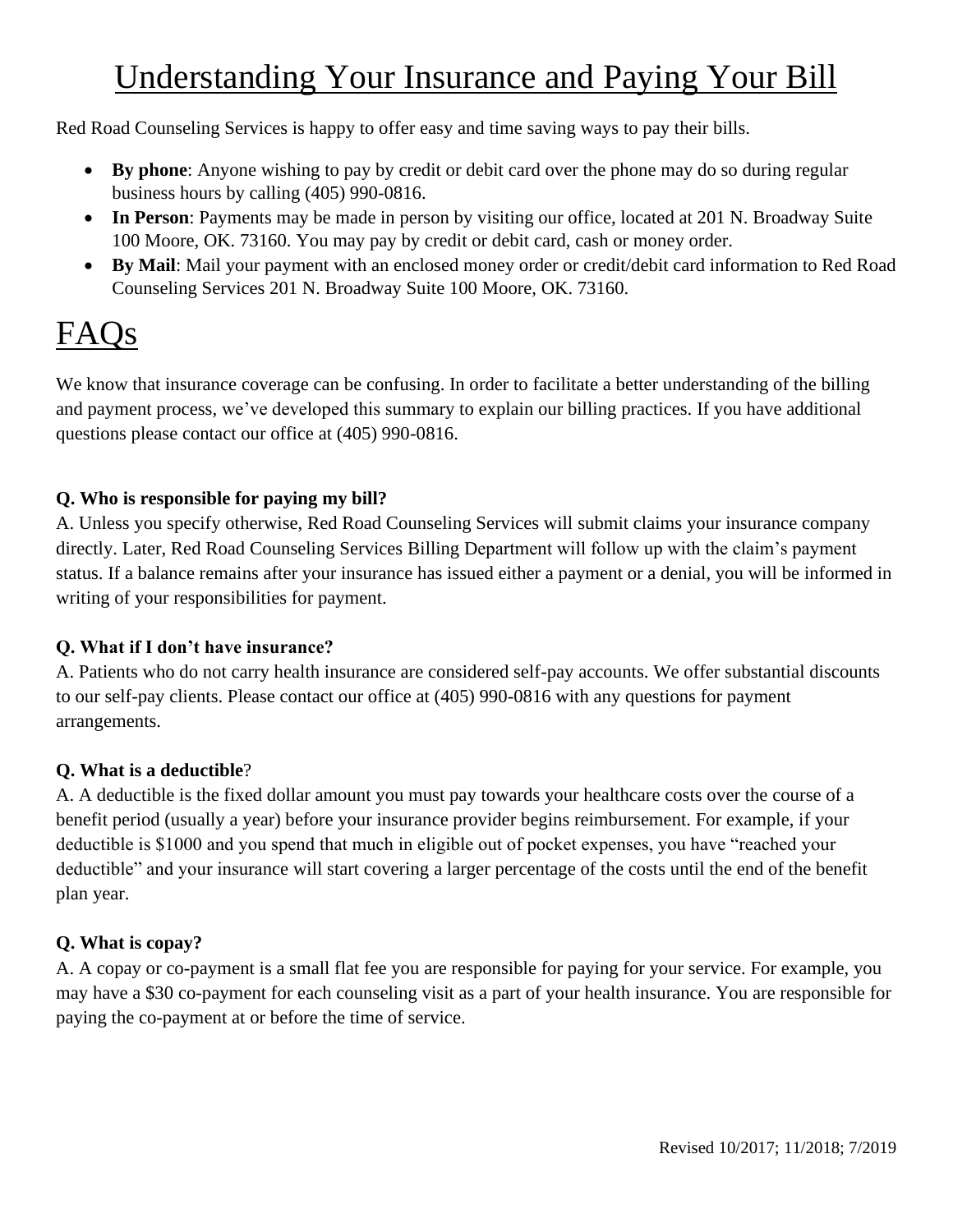# Understanding Your Insurance and Paying Your Bill

Red Road Counseling Services is happy to offer easy and time saving ways to pay their bills.

- **By phone**: Anyone wishing to pay by credit or debit card over the phone may do so during regular business hours by calling (405) 990-0816.
- **In Person**: Payments may be made in person by visiting our office, located at 201 N. Broadway Suite 100 Moore, OK. 73160. You may pay by credit or debit card, cash or money order.
- **By Mail**: Mail your payment with an enclosed money order or credit/debit card information to Red Road Counseling Services 201 N. Broadway Suite 100 Moore, OK. 73160.

# FAQs

We know that insurance coverage can be confusing. In order to facilitate a better understanding of the billing and payment process, we've developed this summary to explain our billing practices. If you have additional questions please contact our office at (405) 990-0816.

**Q. Who is responsible for paying my bill?**
A. Unless you specify otherwise, Red Road Counseling Services will submit claims your insurance company directly. Later, Red Road Counseling Services Billing Department will follow up with the claim's payment status. If a balance remains after your insurance has issued either a payment or a denial, you will be informed in writing of your responsibilities for payment.

**Q. What if I don't have insurance?**
A. Patients who do not carry health insurance are considered self-pay accounts. We offer substantial discounts to our self-pay clients. Please contact our office at (405) 990-0816 with any questions for payment arrangements.

**Q. What is a deductible**?
A. A deductible is the fixed dollar amount you must pay towards your healthcare costs over the course of a benefit period (usually a year) before your insurance provider begins reimbursement. For example, if your deductible is $1000 and you spend that much in eligible out of pocket expenses, you have "reached your deductible" and your insurance will start covering a larger percentage of the costs until the end of the benefit plan year.

**Q. What is copay?**
A. A copay or co-payment is a small flat fee you are responsible for paying for your service. For example, you may have a $30 co-payment for each counseling visit as a part of your health insurance. You are responsible for paying the co-payment at or before the time of service.

Revised 10/2017; 11/2018; 7/2019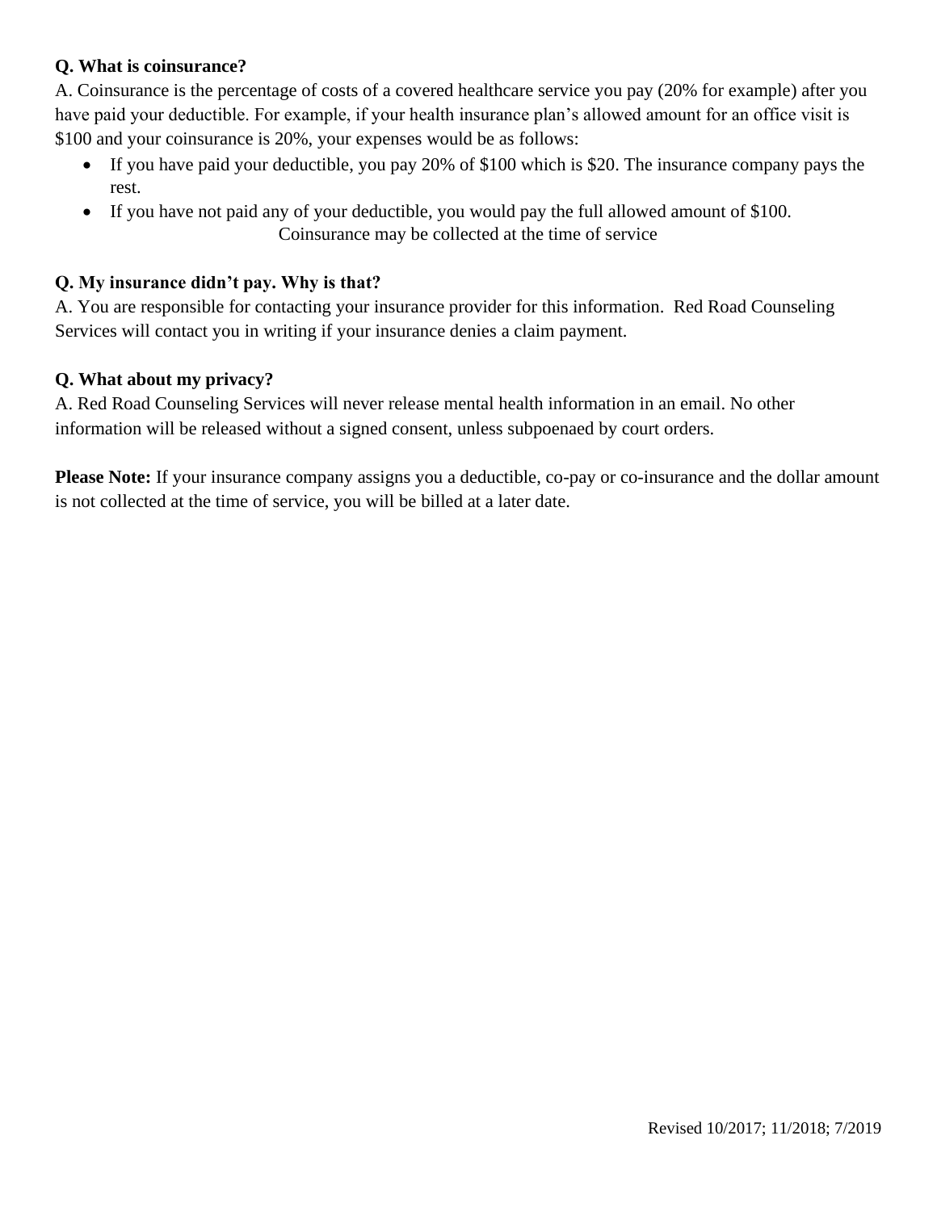**Q. What is coinsurance?**

A. Coinsurance is the percentage of costs of a covered healthcare service you pay (20% for example) after you have paid your deductible. For example, if your health insurance plan's allowed amount for an office visit is $100 and your coinsurance is 20%, your expenses would be as follows:

- If you have paid your deductible, you pay 20% of $100 which is $20. The insurance company pays the rest.
- If you have not paid any of your deductible, you would pay the full allowed amount of $100.

Coinsurance may be collected at the time of service

**Q. My insurance didn't pay. Why is that?**

A. You are responsible for contacting your insurance provider for this information. Red Road Counseling Services will contact you in writing if your insurance denies a claim payment.

**Q. What about my privacy?**

A. Red Road Counseling Services will never release mental health information in an email. No other information will be released without a signed consent, unless subpoenaed by court orders.

**Please Note:** If your insurance company assigns you a deductible, co-pay or co-insurance and the dollar amount is not collected at the time of service, you will be billed at a later date.

Revised 10/2017; 11/2018; 7/2019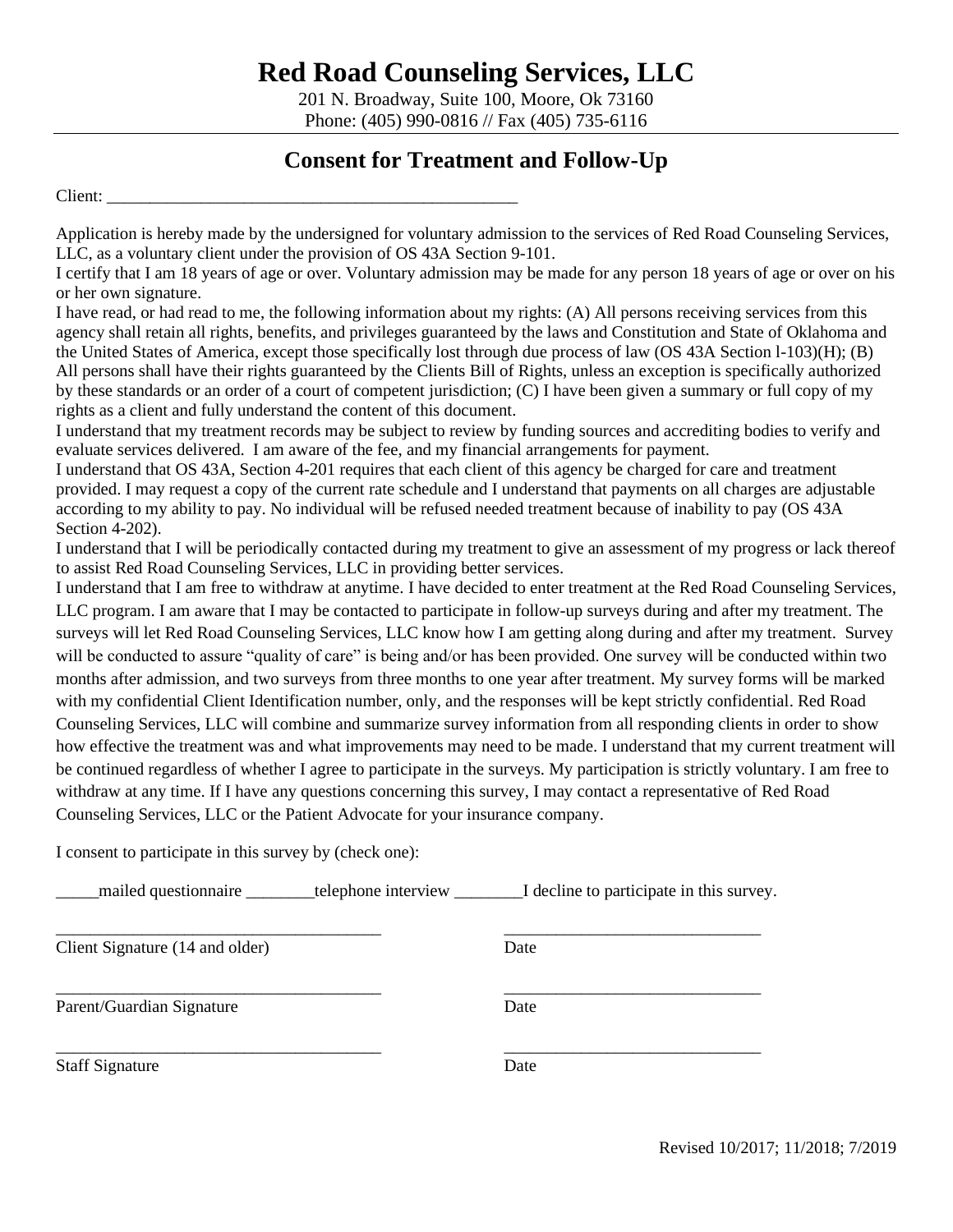# Red Road Counseling Services, LLC

201 N. Broadway, Suite 100, Moore, Ok 73160
Phone: (405) 990-0816 // Fax (405) 735-6116

## Consent for Treatment and Follow-Up

Client: ________________________________________________

Application is hereby made by the undersigned for voluntary admission to the services of Red Road Counseling Services, LLC, as a voluntary client under the provision of OS 43A Section 9-101.

I certify that I am 18 years of age or over. Voluntary admission may be made for any person 18 years of age or over on his or her own signature.

I have read, or had read to me, the following information about my rights: (A) All persons receiving services from this agency shall retain all rights, benefits, and privileges guaranteed by the laws and Constitution and State of Oklahoma and the United States of America, except those specifically lost through due process of law (OS 43A Section l-103)(H); (B) All persons shall have their rights guaranteed by the Clients Bill of Rights, unless an exception is specifically authorized by these standards or an order of a court of competent jurisdiction; (C) I have been given a summary or full copy of my rights as a client and fully understand the content of this document.

I understand that my treatment records may be subject to review by funding sources and accrediting bodies to verify and evaluate services delivered. I am aware of the fee, and my financial arrangements for payment.

I understand that OS 43A, Section 4-201 requires that each client of this agency be charged for care and treatment provided. I may request a copy of the current rate schedule and I understand that payments on all charges are adjustable according to my ability to pay. No individual will be refused needed treatment because of inability to pay (OS 43A Section 4-202).

I understand that I will be periodically contacted during my treatment to give an assessment of my progress or lack thereof to assist Red Road Counseling Services, LLC in providing better services.

I understand that I am free to withdraw at anytime. I have decided to enter treatment at the Red Road Counseling Services, LLC program. I am aware that I may be contacted to participate in follow-up surveys during and after my treatment. The surveys will let Red Road Counseling Services, LLC know how I am getting along during and after my treatment. Survey will be conducted to assure "quality of care" is being and/or has been provided. One survey will be conducted within two months after admission, and two surveys from three months to one year after treatment. My survey forms will be marked with my confidential Client Identification number, only, and the responses will be kept strictly confidential. Red Road Counseling Services, LLC will combine and summarize survey information from all responding clients in order to show how effective the treatment was and what improvements may need to be made. I understand that my current treatment will be continued regardless of whether I agree to participate in the surveys. My participation is strictly voluntary. I am free to withdraw at any time. If I have any questions concerning this survey, I may contact a representative of Red Road Counseling Services, LLC or the Patient Advocate for your insurance company.

I consent to participate in this survey by (check one):

_____mailed questionnaire ________telephone interview ________I decline to participate in this survey.

_______________________________________ ______________________________
Client Signature (14 and older) Date

_______________________________________ ______________________________
Parent/Guardian Signature Date

_______________________________________ ______________________________
Staff Signature Date

Revised 10/2017; 11/2018; 7/2019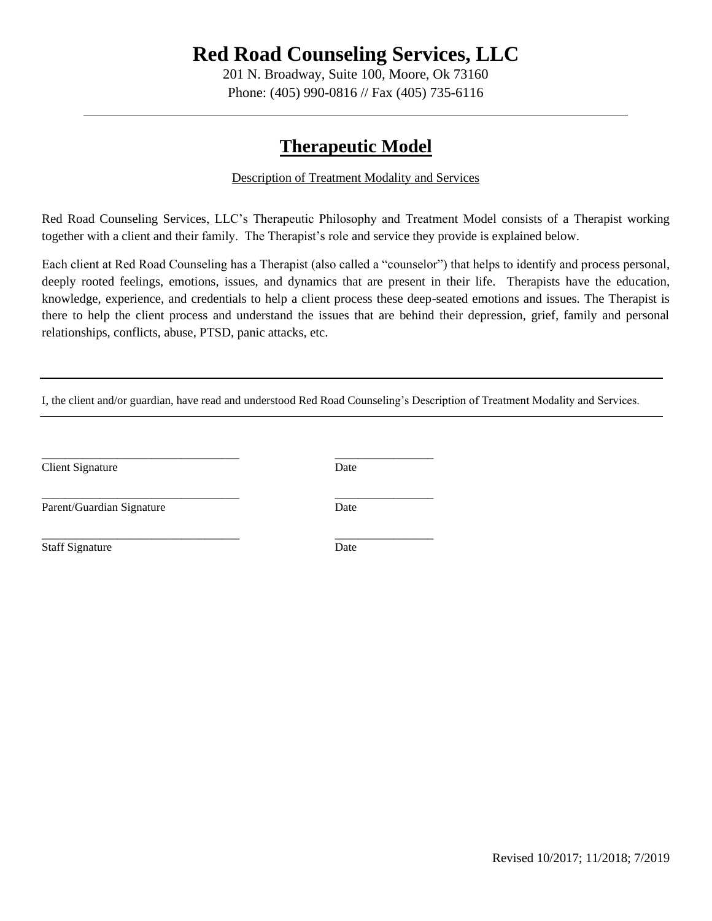# Red Road Counseling Services, LLC

201 N. Broadway, Suite 100, Moore, Ok 73160
Phone: (405) 990-0816 // Fax (405) 735-6116

---

## Therapeutic Model

Description of Treatment Modality and Services

Red Road Counseling Services, LLC's Therapeutic Philosophy and Treatment Model consists of a Therapist working together with a client and their family. The Therapist's role and service they provide is explained below.

Each client at Red Road Counseling has a Therapist (also called a "counselor") that helps to identify and process personal, deeply rooted feelings, emotions, issues, and dynamics that are present in their life. Therapists have the education, knowledge, experience, and credentials to help a client process these deep-seated emotions and issues. The Therapist is there to help the client process and understand the issues that are behind their depression, grief, family and personal relationships, conflicts, abuse, PTSD, panic attacks, etc.

---

I, the client and/or guardian, have read and understood Red Road Counseling's Description of Treatment Modality and Services.

---

_________________________________ &nbsp;&nbsp;&nbsp;&nbsp; ________________
Client Signature &nbsp;&nbsp;&nbsp;&nbsp; Date

_________________________________ &nbsp;&nbsp;&nbsp;&nbsp; ________________
Parent/Guardian Signature &nbsp;&nbsp;&nbsp;&nbsp; Date

_________________________________ &nbsp;&nbsp;&nbsp;&nbsp; ________________
Staff Signature &nbsp;&nbsp;&nbsp;&nbsp; Date

Revised 10/2017; 11/2018; 7/2019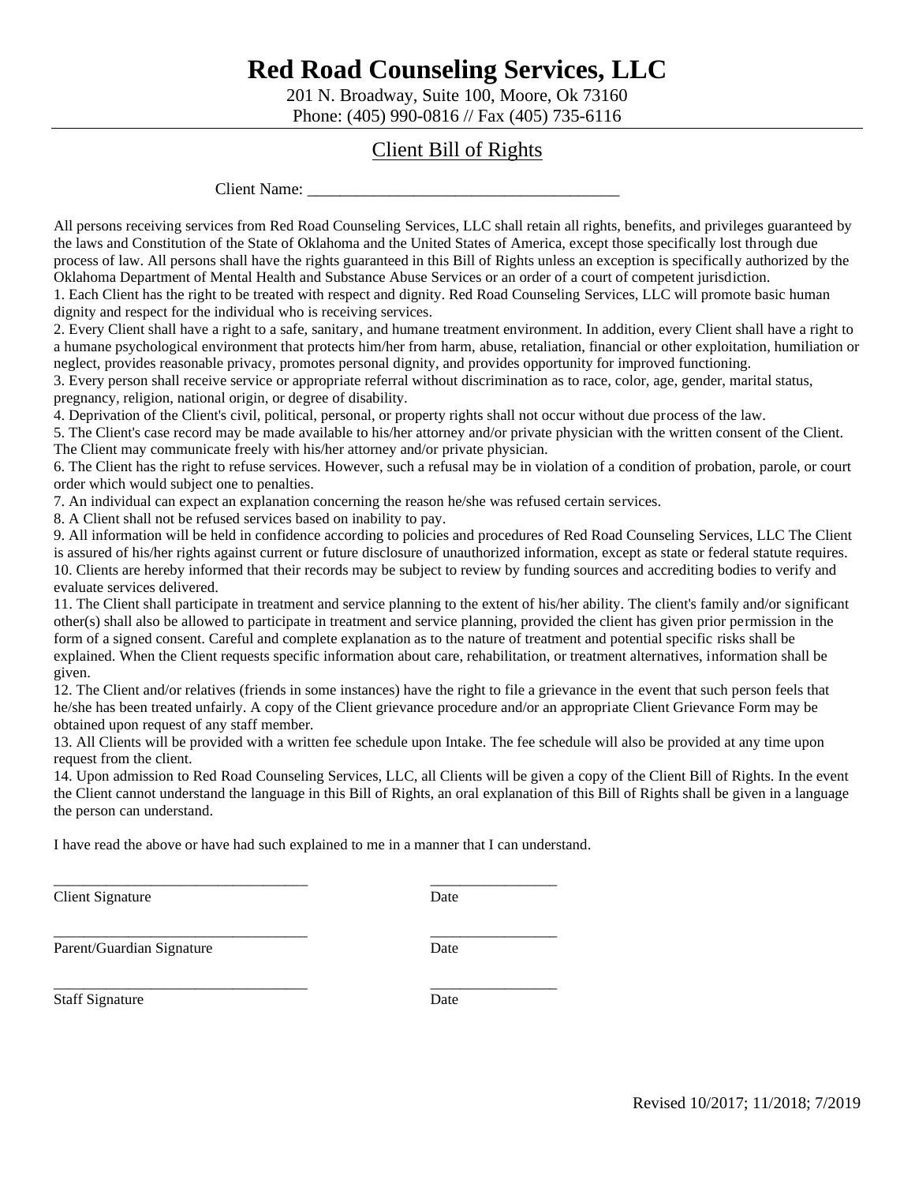# Red Road Counseling Services, LLC

201 N. Broadway, Suite 100, Moore, Ok 73160
Phone: (405) 990-0816 // Fax (405) 735-6116

## Client Bill of Rights

Client Name: _____________________________________

All persons receiving services from Red Road Counseling Services, LLC shall retain all rights, benefits, and privileges guaranteed by the laws and Constitution of the State of Oklahoma and the United States of America, except those specifically lost through due process of law. All persons shall have the rights guaranteed in this Bill of Rights unless an exception is specifically authorized by the Oklahoma Department of Mental Health and Substance Abuse Services or an order of a court of competent jurisdiction.

1. Each Client has the right to be treated with respect and dignity. Red Road Counseling Services, LLC will promote basic human dignity and respect for the individual who is receiving services.
2. Every Client shall have a right to a safe, sanitary, and humane treatment environment. In addition, every Client shall have a right to a humane psychological environment that protects him/her from harm, abuse, retaliation, financial or other exploitation, humiliation or neglect, provides reasonable privacy, promotes personal dignity, and provides opportunity for improved functioning.
3. Every person shall receive service or appropriate referral without discrimination as to race, color, age, gender, marital status, pregnancy, religion, national origin, or degree of disability.
4. Deprivation of the Client's civil, political, personal, or property rights shall not occur without due process of the law.
5. The Client's case record may be made available to his/her attorney and/or private physician with the written consent of the Client. The Client may communicate freely with his/her attorney and/or private physician.
6. The Client has the right to refuse services. However, such a refusal may be in violation of a condition of probation, parole, or court order which would subject one to penalties.
7. An individual can expect an explanation concerning the reason he/she was refused certain services.
8. A Client shall not be refused services based on inability to pay.
9. All information will be held in confidence according to policies and procedures of Red Road Counseling Services, LLC The Client is assured of his/her rights against current or future disclosure of unauthorized information, except as state or federal statute requires.
10. Clients are hereby informed that their records may be subject to review by funding sources and accrediting bodies to verify and evaluate services delivered.
11. The Client shall participate in treatment and service planning to the extent of his/her ability. The client's family and/or significant other(s) shall also be allowed to participate in treatment and service planning, provided the client has given prior permission in the form of a signed consent. Careful and complete explanation as to the nature of treatment and potential specific risks shall be explained. When the Client requests specific information about care, rehabilitation, or treatment alternatives, information shall be given.
12. The Client and/or relatives (friends in some instances) have the right to file a grievance in the event that such person feels that he/she has been treated unfairly. A copy of the Client grievance procedure and/or an appropriate Client Grievance Form may be obtained upon request of any staff member.
13. All Clients will be provided with a written fee schedule upon Intake. The fee schedule will also be provided at any time upon request from the client.
14. Upon admission to Red Road Counseling Services, LLC, all Clients will be given a copy of the Client Bill of Rights. In the event the Client cannot understand the language in this Bill of Rights, an oral explanation of this Bill of Rights shall be given in a language the person can understand.

I have read the above or have had such explained to me in a manner that I can understand.

___________________________________ _________________
Client Signature Date

___________________________________ _________________
Parent/Guardian Signature Date

___________________________________ _________________
Staff Signature Date

Revised 10/2017; 11/2018; 7/2019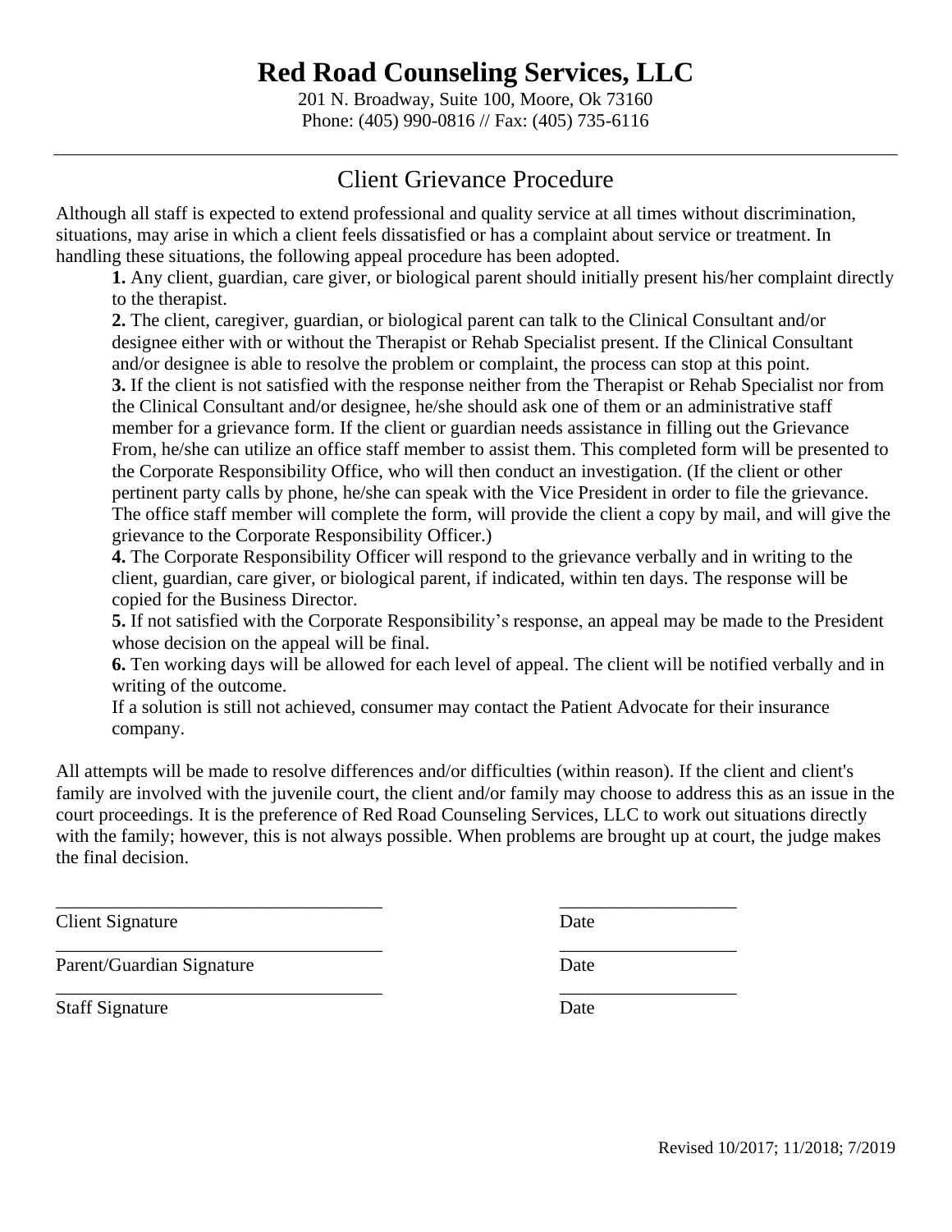# Red Road Counseling Services, LLC

201 N. Broadway, Suite 100, Moore, Ok 73160
Phone: (405) 990-0816 // Fax: (405) 735-6116

---

## Client Grievance Procedure

Although all staff is expected to extend professional and quality service at all times without discrimination, situations, may arise in which a client feels dissatisfied or has a complaint about service or treatment. In handling these situations, the following appeal procedure has been adopted.

**1.** Any client, guardian, care giver, or biological parent should initially present his/her complaint directly to the therapist.

**2.** The client, caregiver, guardian, or biological parent can talk to the Clinical Consultant and/or designee either with or without the Therapist or Rehab Specialist present. If the Clinical Consultant and/or designee is able to resolve the problem or complaint, the process can stop at this point.

**3.** If the client is not satisfied with the response neither from the Therapist or Rehab Specialist nor from the Clinical Consultant and/or designee, he/she should ask one of them or an administrative staff member for a grievance form. If the client or guardian needs assistance in filling out the Grievance From, he/she can utilize an office staff member to assist them. This completed form will be presented to the Corporate Responsibility Office, who will then conduct an investigation. (If the client or other pertinent party calls by phone, he/she can speak with the Vice President in order to file the grievance. The office staff member will complete the form, will provide the client a copy by mail, and will give the grievance to the Corporate Responsibility Officer.)

**4.** The Corporate Responsibility Officer will respond to the grievance verbally and in writing to the client, guardian, care giver, or biological parent, if indicated, within ten days. The response will be copied for the Business Director.

**5.** If not satisfied with the Corporate Responsibility's response, an appeal may be made to the President whose decision on the appeal will be final.

**6.** Ten working days will be allowed for each level of appeal. The client will be notified verbally and in writing of the outcome.

If a solution is still not achieved, consumer may contact the Patient Advocate for their insurance company.

All attempts will be made to resolve differences and/or difficulties (within reason). If the client and client's family are involved with the juvenile court, the client and/or family may choose to address this as an issue in the court proceedings. It is the preference of Red Road Counseling Services, LLC to work out situations directly with the family; however, this is not always possible. When problems are brought up at court, the judge makes the final decision.

___________________________________ ___________________
Client Signature Date

___________________________________ ___________________
Parent/Guardian Signature Date

___________________________________ ___________________
Staff Signature Date

Revised 10/2017; 11/2018; 7/2019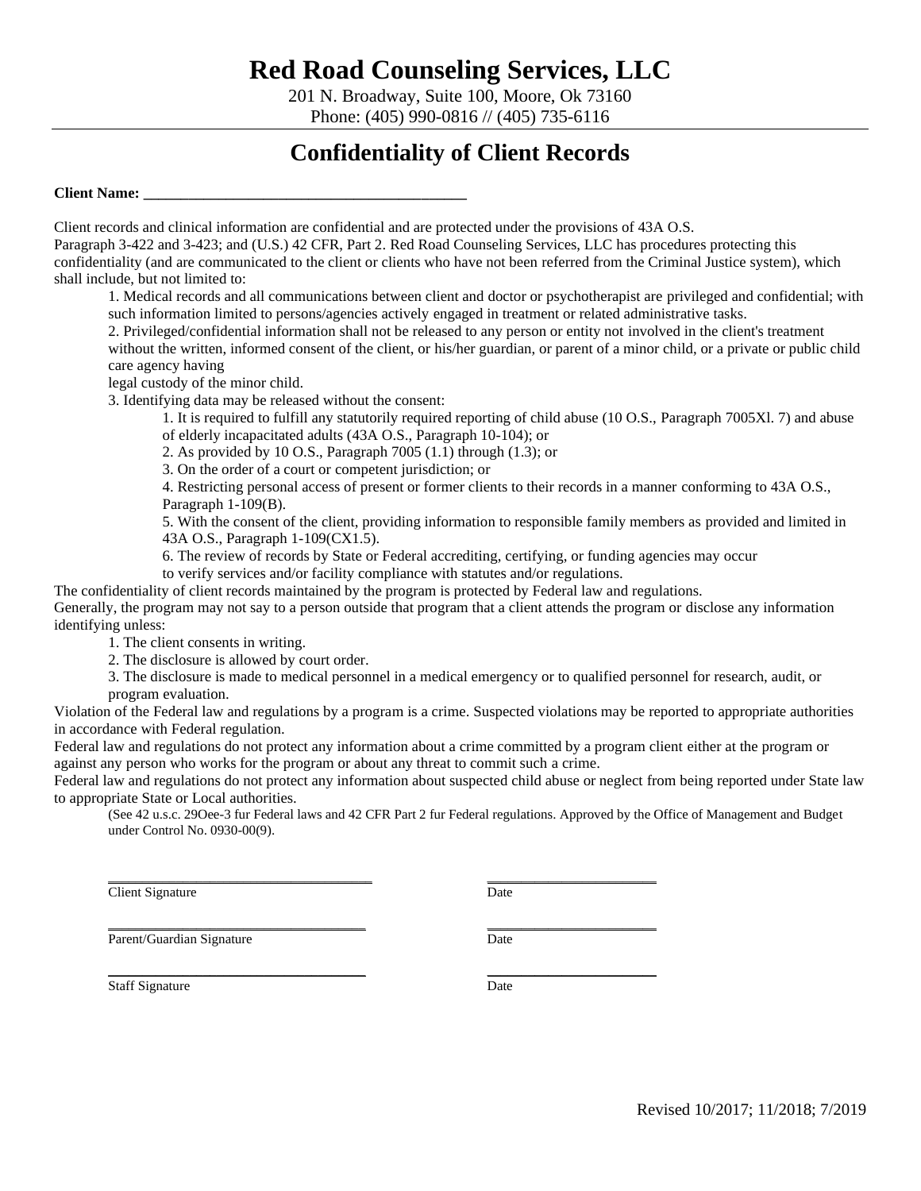# Red Road Counseling Services, LLC

201 N. Broadway, Suite 100, Moore, Ok 73160
Phone: (405) 990-0816 // (405) 735-6116

## Confidentiality of Client Records

**Client Name: ___________________________________________**

Client records and clinical information are confidential and are protected under the provisions of 43A O.S. Paragraph 3-422 and 3-423; and (U.S.) 42 CFR, Part 2. Red Road Counseling Services, LLC has procedures protecting this confidentiality (and are communicated to the client or clients who have not been referred from the Criminal Justice system), which shall include, but not limited to:

1. Medical records and all communications between client and doctor or psychotherapist are privileged and confidential; with such information limited to persons/agencies actively engaged in treatment or related administrative tasks.
2. Privileged/confidential information shall not be released to any person or entity not involved in the client's treatment without the written, informed consent of the client, or his/her guardian, or parent of a minor child, or a private or public child care agency having
legal custody of the minor child.
3. Identifying data may be released without the consent:
    1. It is required to fulfill any statutorily required reporting of child abuse (10 O.S., Paragraph 7005Xl. 7) and abuse of elderly incapacitated adults (43A O.S., Paragraph 10-104); or
    2. As provided by 10 O.S., Paragraph 7005 (1.1) through (1.3); or
    3. On the order of a court or competent jurisdiction; or
    4. Restricting personal access of present or former clients to their records in a manner conforming to 43A O.S., Paragraph 1-109(B).
    5. With the consent of the client, providing information to responsible family members as provided and limited in 43A O.S., Paragraph 1-109(CX1.5).
    6. The review of records by State or Federal accrediting, certifying, or funding agencies may occur to verify services and/or facility compliance with statutes and/or regulations.

The confidentiality of client records maintained by the program is protected by Federal law and regulations. Generally, the program may not say to a person outside that program that a client attends the program or disclose any information identifying unless:

1. The client consents in writing.
2. The disclosure is allowed by court order.
3. The disclosure is made to medical personnel in a medical emergency or to qualified personnel for research, audit, or program evaluation.

Violation of the Federal law and regulations by a program is a crime. Suspected violations may be reported to appropriate authorities in accordance with Federal regulation.
Federal law and regulations do not protect any information about a crime committed by a program client either at the program or against any person who works for the program or about any threat to commit such a crime.
Federal law and regulations do not protect any information about suspected child abuse or neglect from being reported under State law to appropriate State or Local authorities.

(See 42 u.s.c. 29Oee-3 fur Federal laws and 42 CFR Part 2 fur Federal regulations. Approved by the Office of Management and Budget under Control No. 0930-00(9).

___________________________________ ______________________
Client Signature Date

___________________________________ ______________________
Parent/Guardian Signature Date

___________________________________ ______________________
Staff Signature Date

Revised 10/2017; 11/2018; 7/2019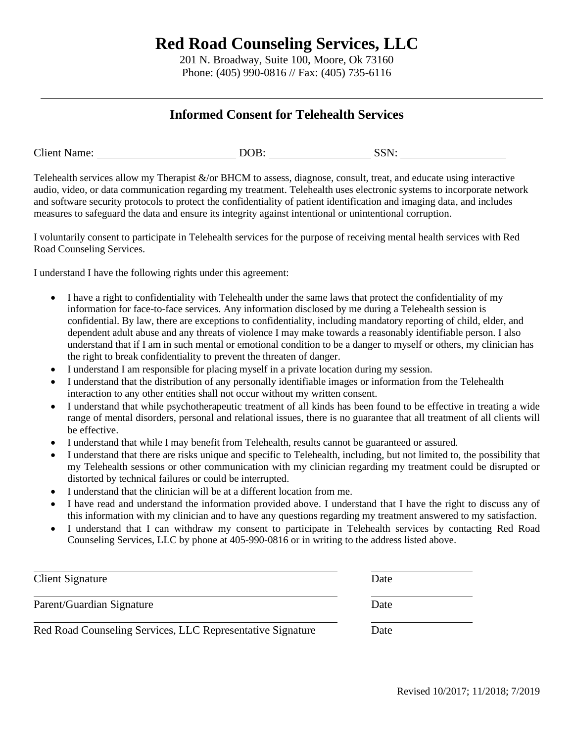# Red Road Counseling Services, LLC

201 N. Broadway, Suite 100, Moore, Ok 73160
Phone: (405) 990-0816 // Fax: (405) 735-6116

---

## Informed Consent for Telehealth Services

Client Name: ________________________ DOB: _________________ SSN: __________________

Telehealth services allow my Therapist &/or BHCM to assess, diagnose, consult, treat, and educate using interactive audio, video, or data communication regarding my treatment. Telehealth uses electronic systems to incorporate network and software security protocols to protect the confidentiality of patient identification and imaging data, and includes measures to safeguard the data and ensure its integrity against intentional or unintentional corruption.

I voluntarily consent to participate in Telehealth services for the purpose of receiving mental health services with Red Road Counseling Services.

I understand I have the following rights under this agreement:

- I have a right to confidentiality with Telehealth under the same laws that protect the confidentiality of my information for face-to-face services. Any information disclosed by me during a Telehealth session is confidential. By law, there are exceptions to confidentiality, including mandatory reporting of child, elder, and dependent adult abuse and any threats of violence I may make towards a reasonably identifiable person. I also understand that if I am in such mental or emotional condition to be a danger to myself or others, my clinician has the right to break confidentiality to prevent the threaten of danger.
- I understand I am responsible for placing myself in a private location during my session.
- I understand that the distribution of any personally identifiable images or information from the Telehealth interaction to any other entities shall not occur without my written consent.
- I understand that while psychotherapeutic treatment of all kinds has been found to be effective in treating a wide range of mental disorders, personal and relational issues, there is no guarantee that all treatment of all clients will be effective.
- I understand that while I may benefit from Telehealth, results cannot be guaranteed or assured.
- I understand that there are risks unique and specific to Telehealth, including, but not limited to, the possibility that my Telehealth sessions or other communication with my clinician regarding my treatment could be disrupted or distorted by technical failures or could be interrupted.
- I understand that the clinician will be at a different location from me.
- I have read and understand the information provided above. I understand that I have the right to discuss any of this information with my clinician and to have any questions regarding my treatment answered to my satisfaction.
- I understand that I can withdraw my consent to participate in Telehealth services by contacting Red Road Counseling Services, LLC by phone at 405-990-0816 or in writing to the address listed above.

_______________________________________________ ________________
Client Signature Date

_______________________________________________ ________________
Parent/Guardian Signature Date

_______________________________________________ ________________
Red Road Counseling Services, LLC Representative Signature Date

Revised 10/2017; 11/2018; 7/2019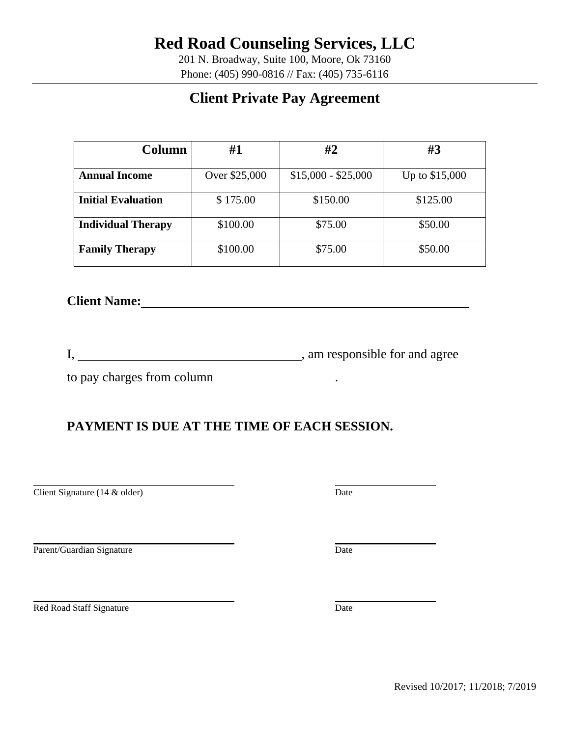# Red Road Counseling Services, LLC

201 N. Broadway, Suite 100, Moore, Ok 73160
Phone: (405) 990-0816 // Fax: (405) 735-6116

## Client Private Pay Agreement

| Column | #1 | #2 | #3 |
|---|---|---|---|
| **Annual Income** | Over $25,000 | $15,000 - $25,000 | Up to $15,000 |
| **Initial Evaluation** | $ 175.00 | $150.00 | $125.00 |
| **Individual Therapy** | $100.00 | $75.00 | $50.00 |
| **Family Therapy** | $100.00 | $75.00 | $50.00 |

**Client Name:** ______________________________________________

I, ________________________________, am responsible for and agree to pay charges from column ________________.

**PAYMENT IS DUE AT THE TIME OF EACH SESSION.**

______________________________ ________________
Client Signature (14 & older) Date

______________________________ ________________
Parent/Guardian Signature Date

______________________________ ________________
Red Road Staff Signature Date

Revised 10/2017; 11/2018; 7/2019